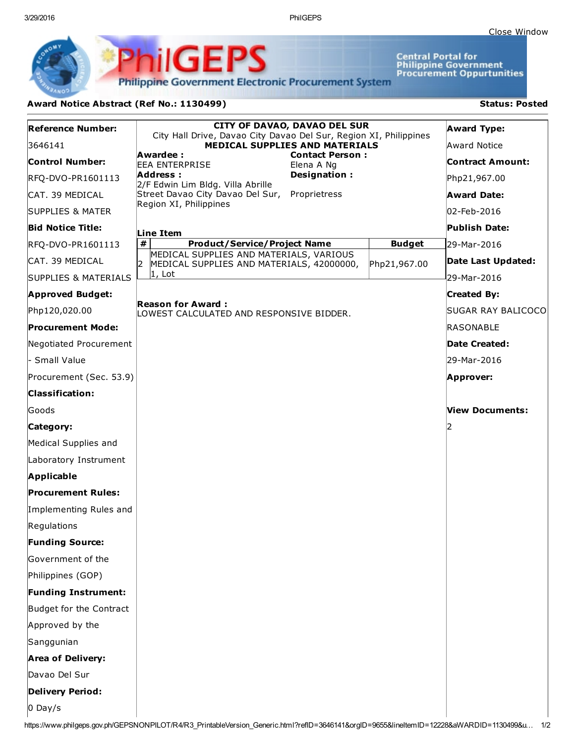Close Window

# PhilGEPS

Philippine Government Electronic Procurement System

Central Portal for Philippine Government Procurement Oppurtunities

**Award Notice Abstract (Ref No.: 1130499)** **Status: Posted**

**Reference Number:**
3646141

**Control Number:**
RFQ-DVO-PR1601113 CAT. 39 MEDICAL SUPPLIES & MATER

**Bid Notice Title:**
RFQ-DVO-PR1601113 CAT. 39 MEDICAL SUPPLIES & MATERIALS

**Approved Budget:**
Php120,020.00

**Procurement Mode:**
Negotiated Procurement - Small Value Procurement (Sec. 53.9)

**Classification:**
Goods

**Category:**
Medical Supplies and Laboratory Instrument

**Applicable Procurement Rules:**
Implementing Rules and Regulations

**Funding Source:**
Government of the Philippines (GOP)

**Funding Instrument:**
Budget for the Contract Approved by the Sanggunian

**Area of Delivery:**
Davao Del Sur

**Delivery Period:**
0 Day/s

---

**CITY OF DAVAO, DAVAO DEL SUR**
City Hall Drive, Davao City Davao Del Sur, Region XI, Philippines
**MEDICAL SUPPLIES AND MATERIALS**

**Awardee :**
EEA ENTERPRISE

**Address :**
2/F Edwin Lim Bldg. Villa Abrille Street Davao City Davao Del Sur, Region XI, Philippines

**Contact Person :**
Elena A Ng

**Designation :**
Proprietress

**Line Item**

| # | Product/Service/Project Name | Budget |
|---|---|---|
| 2 | MEDICAL SUPPLIES AND MATERIALS, VARIOUS MEDICAL SUPPLIES AND MATERIALS, 42000000, 1, Lot | Php21,967.00 |

**Reason for Award :**
LOWEST CALCULATED AND RESPONSIVE BIDDER.

---

**Award Type:**
Award Notice

**Contract Amount:**
Php21,967.00

**Award Date:**
02-Feb-2016

**Publish Date:**
29-Mar-2016

**Date Last Updated:**
29-Mar-2016

**Created By:**
SUGAR RAY BALICOCO RASONABLE

**Date Created:**
29-Mar-2016

**Approver:**

**View Documents:**
2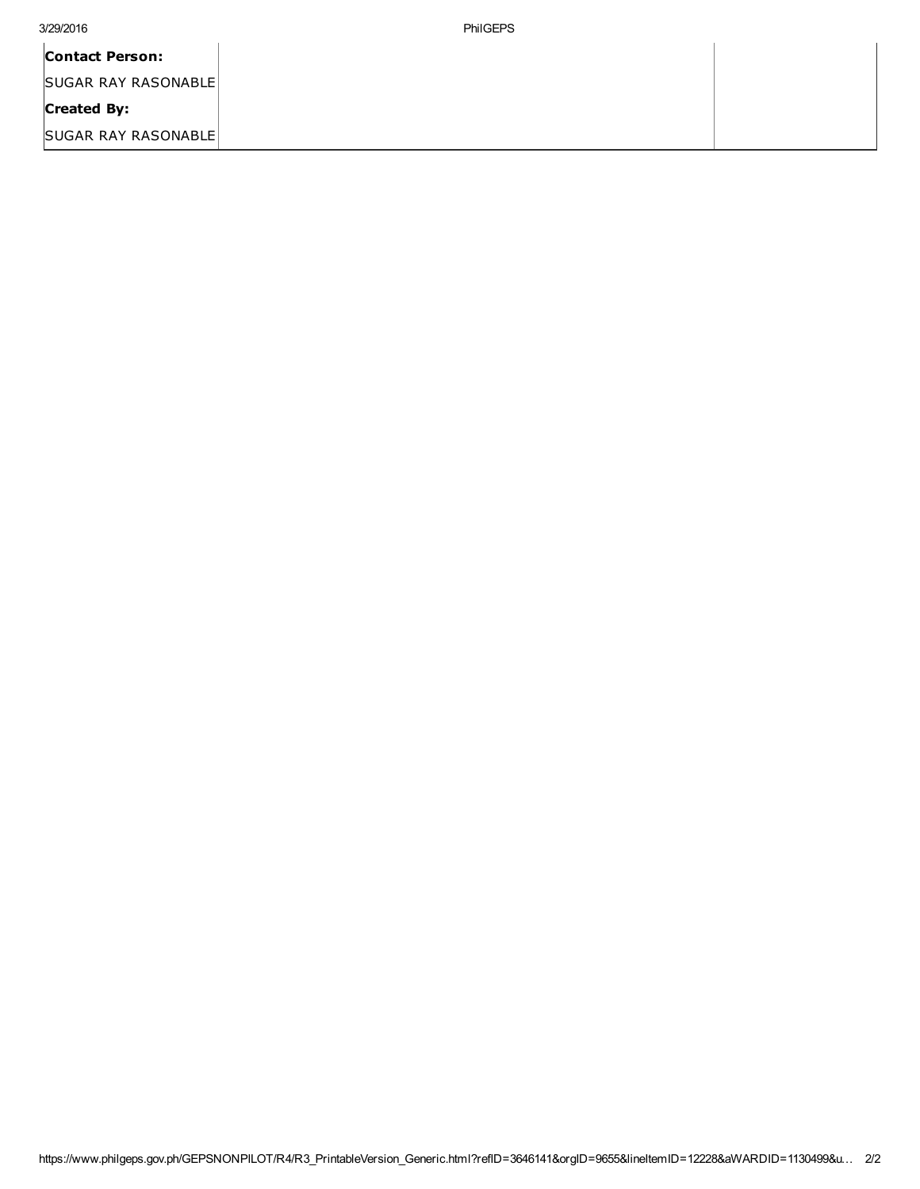| | | |
|---|---|---|
| **Contact Person:** | | |
| SUGAR RAY RASONABLE | | |
| **Created By:** | | |
| SUGAR RAY RASONABLE | | |